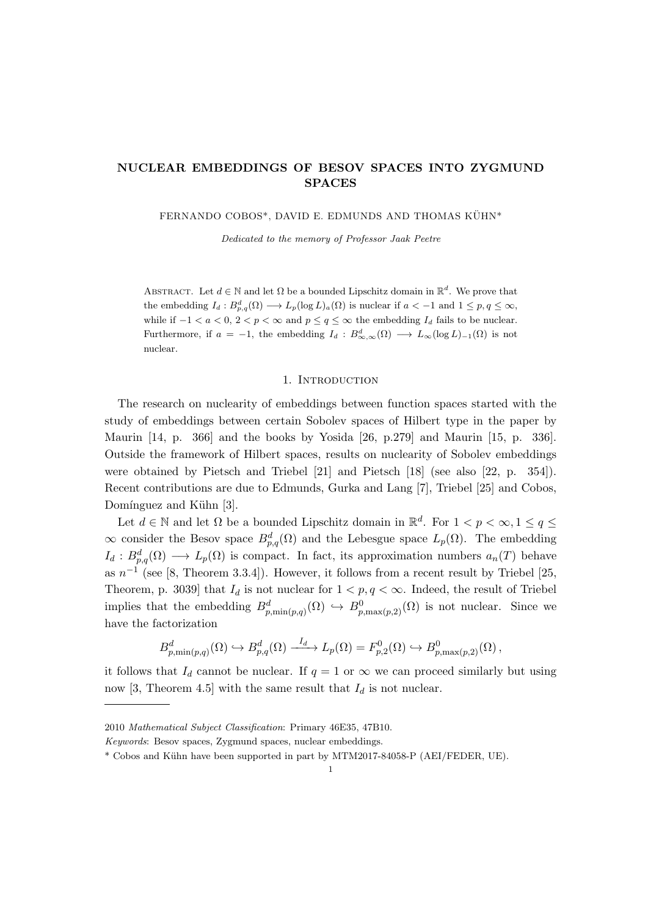# NUCLEAR EMBEDDINGS OF BESOV SPACES INTO ZYGMUND SPACES

FERNANDO COBOS*, DAVID E. EDMUNDS AND THOMAS KÜHN*

*Dedicated to the memory of Professor Jaak Peetre*

Abstract. Let $d \in \mathbb{N}$ and let $\Omega$ be a bounded Lipschitz domain in $\mathbb{R}^d$. We prove that the embedding $I_d : B^d_{p,q}(\Omega) \longrightarrow L_p(\log L)_a(\Omega)$ is nuclear if $a < -1$ and $1 \leq p, q \leq \infty$, while if $-1 < a < 0$, $2 < p < \infty$ and $p \leq q \leq \infty$ the embedding $I_d$ fails to be nuclear. Furthermore, if $a = -1$, the embedding $I_d : B^d_{\infty,\infty}(\Omega) \longrightarrow L_\infty(\log L)_{-1}(\Omega)$ is not nuclear.

## 1. Introduction

The research on nuclearity of embeddings between function spaces started with the study of embeddings between certain Sobolev spaces of Hilbert type in the paper by Maurin [14, p. 366] and the books by Yosida [26, p.279] and Maurin [15, p. 336]. Outside the framework of Hilbert spaces, results on nuclearity of Sobolev embeddings were obtained by Pietsch and Triebel [21] and Pietsch [18] (see also [22, p. 354]). Recent contributions are due to Edmunds, Gurka and Lang [7], Triebel [25] and Cobos, Domínguez and Kühn [3].

Let $d \in \mathbb{N}$ and let $\Omega$ be a bounded Lipschitz domain in $\mathbb{R}^d$. For $1 < p < \infty, 1 \leq q \leq \infty$ consider the Besov space $B^d_{p,q}(\Omega)$ and the Lebesgue space $L_p(\Omega)$. The embedding $I_d : B^d_{p,q}(\Omega) \longrightarrow L_p(\Omega)$ is compact. In fact, its approximation numbers $a_n(T)$ behave as $n^{-1}$ (see [8, Theorem 3.3.4]). However, it follows from a recent result by Triebel [25, Theorem, p. 3039] that $I_d$ is not nuclear for $1 < p, q < \infty$. Indeed, the result of Triebel implies that the embedding $B^d_{p,\min(p,q)}(\Omega) \hookrightarrow B^0_{p,\max(p,2)}(\Omega)$ is not nuclear. Since we have the factorization

$$B^d_{p,\min(p,q)}(\Omega) \hookrightarrow B^d_{p,q}(\Omega) \xrightarrow{I_d} L_p(\Omega) = F^0_{p,2}(\Omega) \hookrightarrow B^0_{p,\max(p,2)}(\Omega)\,,$$

it follows that $I_d$ cannot be nuclear. If $q = 1$ or $\infty$ we can proceed similarly but using now [3, Theorem 4.5] with the same result that $I_d$ is not nuclear.

---

2010 *Mathematical Subject Classification*: Primary 46E35, 47B10.

*Keywords*: Besov spaces, Zygmund spaces, nuclear embeddings.

\* Cobos and Kühn have been supported in part by MTM2017-84058-P (AEI/FEDER, UE).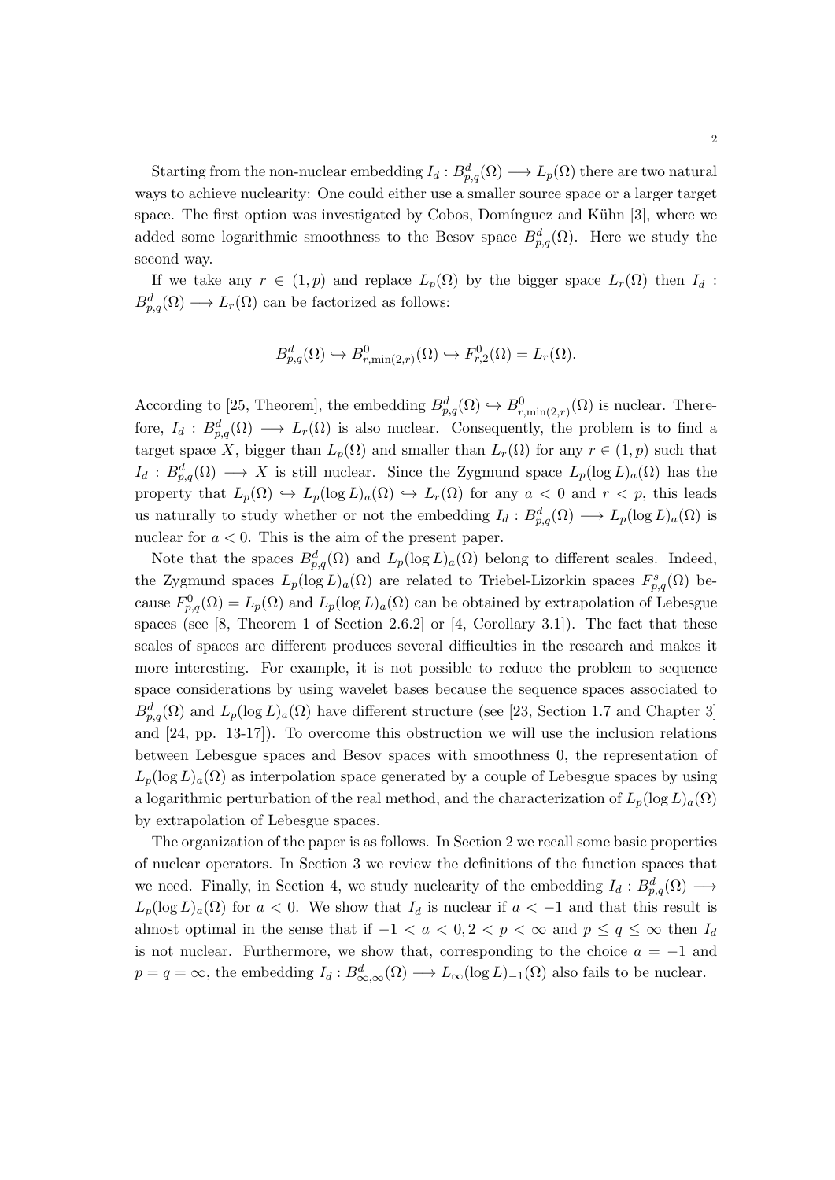Starting from the non-nuclear embedding $I_d : B^d_{p,q}(\Omega) \longrightarrow L_p(\Omega)$ there are two natural ways to achieve nuclearity: One could either use a smaller source space or a larger target space. The first option was investigated by Cobos, Domínguez and Kühn [3], where we added some logarithmic smoothness to the Besov space $B^d_{p,q}(\Omega)$. Here we study the second way.

If we take any $r \in (1, p)$ and replace $L_p(\Omega)$ by the bigger space $L_r(\Omega)$ then $I_d : B^d_{p,q}(\Omega) \longrightarrow L_r(\Omega)$ can be factorized as follows:

$$B^d_{p,q}(\Omega) \hookrightarrow B^0_{r,\min(2,r)}(\Omega) \hookrightarrow F^0_{r,2}(\Omega) = L_r(\Omega).$$

According to [25, Theorem], the embedding $B^d_{p,q}(\Omega) \hookrightarrow B^0_{r,\min(2,r)}(\Omega)$ is nuclear. Therefore, $I_d : B^d_{p,q}(\Omega) \longrightarrow L_r(\Omega)$ is also nuclear. Consequently, the problem is to find a target space $X$, bigger than $L_p(\Omega)$ and smaller than $L_r(\Omega)$ for any $r \in (1, p)$ such that $I_d : B^d_{p,q}(\Omega) \longrightarrow X$ is still nuclear. Since the Zygmund space $L_p(\log L)_a(\Omega)$ has the property that $L_p(\Omega) \hookrightarrow L_p(\log L)_a(\Omega) \hookrightarrow L_r(\Omega)$ for any $a < 0$ and $r < p$, this leads us naturally to study whether or not the embedding $I_d : B^d_{p,q}(\Omega) \longrightarrow L_p(\log L)_a(\Omega)$ is nuclear for $a < 0$. This is the aim of the present paper.

Note that the spaces $B^d_{p,q}(\Omega)$ and $L_p(\log L)_a(\Omega)$ belong to different scales. Indeed, the Zygmund spaces $L_p(\log L)_a(\Omega)$ are related to Triebel-Lizorkin spaces $F^s_{p,q}(\Omega)$ because $F^0_{p,q}(\Omega) = L_p(\Omega)$ and $L_p(\log L)_a(\Omega)$ can be obtained by extrapolation of Lebesgue spaces (see [8, Theorem 1 of Section 2.6.2] or [4, Corollary 3.1]). The fact that these scales of spaces are different produces several difficulties in the research and makes it more interesting. For example, it is not possible to reduce the problem to sequence space considerations by using wavelet bases because the sequence spaces associated to $B^d_{p,q}(\Omega)$ and $L_p(\log L)_a(\Omega)$ have different structure (see [23, Section 1.7 and Chapter 3] and [24, pp. 13-17]). To overcome this obstruction we will use the inclusion relations between Lebesgue spaces and Besov spaces with smoothness 0, the representation of $L_p(\log L)_a(\Omega)$ as interpolation space generated by a couple of Lebesgue spaces by using a logarithmic perturbation of the real method, and the characterization of $L_p(\log L)_a(\Omega)$ by extrapolation of Lebesgue spaces.

The organization of the paper is as follows. In Section 2 we recall some basic properties of nuclear operators. In Section 3 we review the definitions of the function spaces that we need. Finally, in Section 4, we study nuclearity of the embedding $I_d : B^d_{p,q}(\Omega) \longrightarrow L_p(\log L)_a(\Omega)$ for $a < 0$. We show that $I_d$ is nuclear if $a < -1$ and that this result is almost optimal in the sense that if $-1 < a < 0, 2 < p < \infty$ and $p \leq q \leq \infty$ then $I_d$ is not nuclear. Furthermore, we show that, corresponding to the choice $a = -1$ and $p = q = \infty$, the embedding $I_d : B^d_{\infty,\infty}(\Omega) \longrightarrow L_\infty(\log L)_{-1}(\Omega)$ also fails to be nuclear.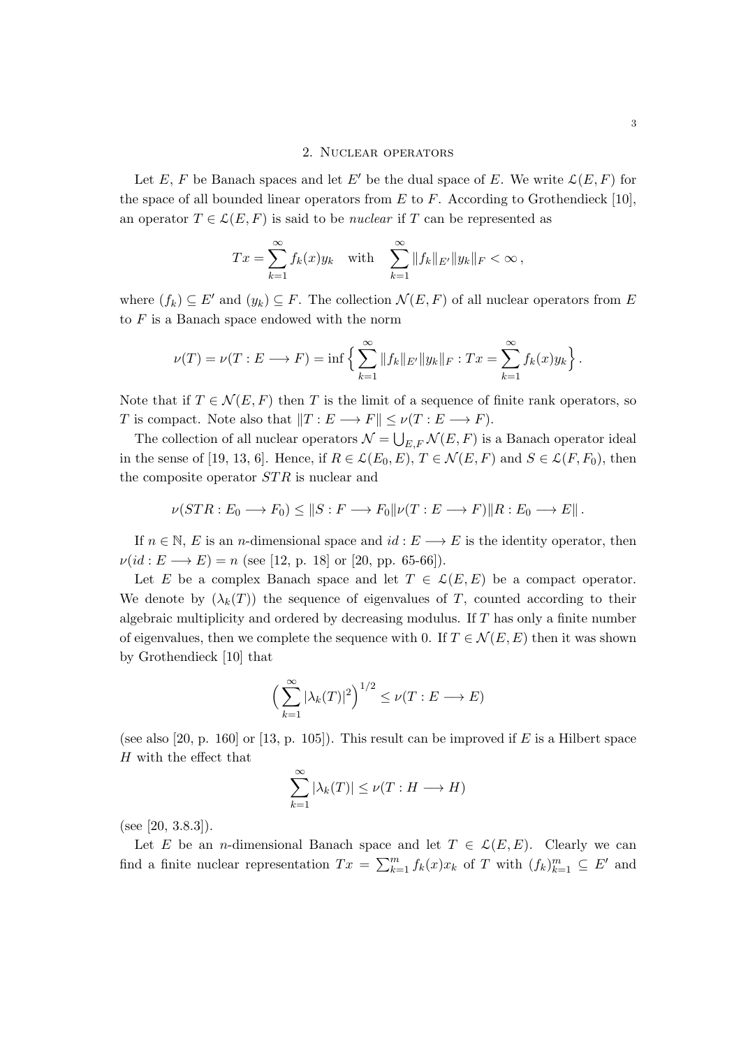## 2. Nuclear operators

Let $E$, $F$ be Banach spaces and let $E'$ be the dual space of $E$. We write $\mathcal{L}(E,F)$ for the space of all bounded linear operators from $E$ to $F$. According to Grothendieck [10], an operator $T \in \mathcal{L}(E,F)$ is said to be *nuclear* if $T$ can be represented as

$$Tx = \sum_{k=1}^{\infty} f_k(x) y_k \quad \text{with} \quad \sum_{k=1}^{\infty} \|f_k\|_{E'} \|y_k\|_F < \infty \,,$$

where $(f_k) \subseteq E'$ and $(y_k) \subseteq F$. The collection $\mathcal{N}(E,F)$ of all nuclear operators from $E$ to $F$ is a Banach space endowed with the norm

$$\nu(T) = \nu(T : E \longrightarrow F) = \inf \Big\{ \sum_{k=1}^{\infty} \|f_k\|_{E'} \|y_k\|_F : Tx = \sum_{k=1}^{\infty} f_k(x) y_k \Big\} .$$

Note that if $T \in \mathcal{N}(E,F)$ then $T$ is the limit of a sequence of finite rank operators, so $T$ is compact. Note also that $\|T : E \longrightarrow F\| \leq \nu(T : E \longrightarrow F)$.

The collection of all nuclear operators $\mathcal{N} = \bigcup_{E,F} \mathcal{N}(E,F)$ is a Banach operator ideal in the sense of [19, 13, 6]. Hence, if $R \in \mathcal{L}(E_0, E)$, $T \in \mathcal{N}(E,F)$ and $S \in \mathcal{L}(F, F_0)$, then the composite operator $STR$ is nuclear and

$$\nu(STR : E_0 \longrightarrow F_0) \leq \|S : F \longrightarrow F_0\| \nu(T : E \longrightarrow F) \|R : E_0 \longrightarrow E\| \,.$$

If $n \in \mathbb{N}$, $E$ is an $n$-dimensional space and $id : E \longrightarrow E$ is the identity operator, then $\nu(id : E \longrightarrow E) = n$ (see [12, p. 18] or [20, pp. 65-66]).

Let $E$ be a complex Banach space and let $T \in \mathcal{L}(E,E)$ be a compact operator. We denote by $(\lambda_k(T))$ the sequence of eigenvalues of $T$, counted according to their algebraic multiplicity and ordered by decreasing modulus. If $T$ has only a finite number of eigenvalues, then we complete the sequence with 0. If $T \in \mathcal{N}(E,E)$ then it was shown by Grothendieck [10] that

$$\Big( \sum_{k=1}^{\infty} |\lambda_k(T)|^2 \Big)^{1/2} \leq \nu(T : E \longrightarrow E)$$

(see also [20, p. 160] or [13, p. 105]). This result can be improved if $E$ is a Hilbert space $H$ with the effect that

$$\sum_{k=1}^{\infty} |\lambda_k(T)| \leq \nu(T : H \longrightarrow H)$$

(see [20, 3.8.3]).

Let $E$ be an $n$-dimensional Banach space and let $T \in \mathcal{L}(E,E)$. Clearly we can find a finite nuclear representation $Tx = \sum_{k=1}^{m} f_k(x) x_k$ of $T$ with $(f_k)_{k=1}^{m} \subseteq E'$ and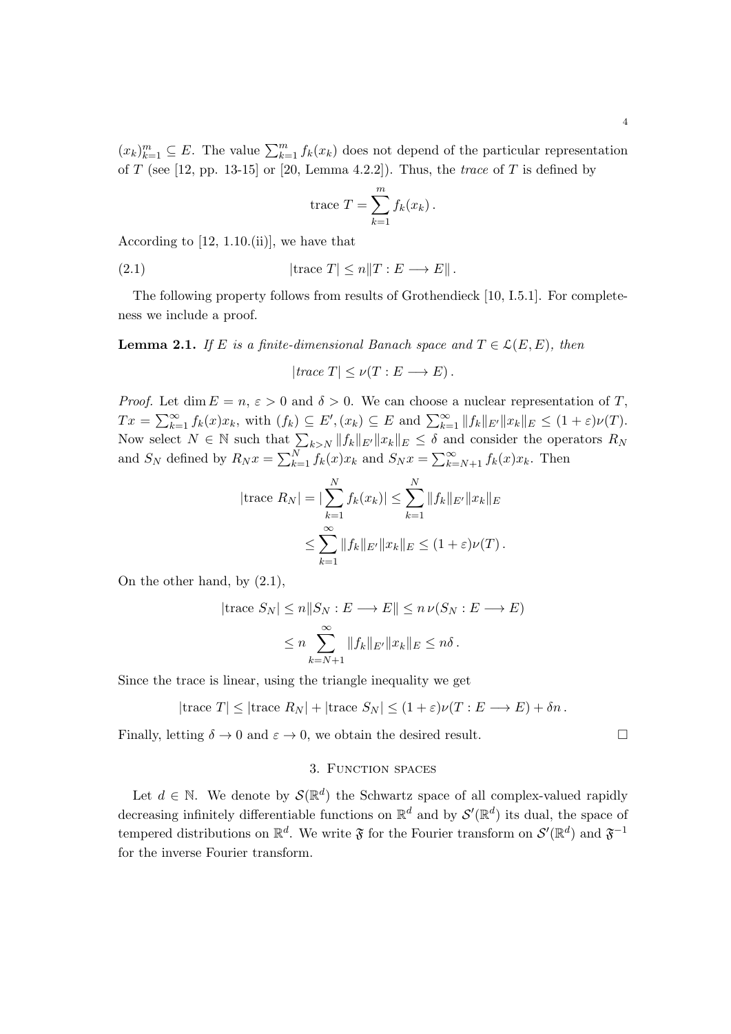$(x_k)_{k=1}^m \subseteq E$. The value $\sum_{k=1}^m f_k(x_k)$ does not depend of the particular representation of $T$ (see [12, pp. 13-15] or [20, Lemma 4.2.2]). Thus, the *trace* of $T$ is defined by

$$\text{trace } T = \sum_{k=1}^m f_k(x_k)\,.$$

According to [12, 1.10.(ii)], we have that

$$|\text{trace } T| \leq n\|T : E \longrightarrow E\|\,. \tag{2.1}$$

The following property follows from results of Grothendieck [10, I.5.1]. For completeness we include a proof.

**Lemma 2.1.** *If $E$ is a finite-dimensional Banach space and $T \in \mathcal{L}(E,E)$, then*

$$|\text{trace } T| \leq \nu(T : E \longrightarrow E)\,.$$

*Proof.* Let $\dim E = n$, $\varepsilon > 0$ and $\delta > 0$. We can choose a nuclear representation of $T$, $Tx = \sum_{k=1}^\infty f_k(x)x_k$, with $(f_k) \subseteq E', (x_k) \subseteq E$ and $\sum_{k=1}^\infty \|f_k\|_{E'}\|x_k\|_E \leq (1+\varepsilon)\nu(T)$. Now select $N \in \mathbb{N}$ such that $\sum_{k>N} \|f_k\|_{E'}\|x_k\|_E \leq \delta$ and consider the operators $R_N$ and $S_N$ defined by $R_N x = \sum_{k=1}^N f_k(x)x_k$ and $S_N x = \sum_{k=N+1}^\infty f_k(x)x_k$. Then

$$\begin{aligned}
|\text{trace } R_N| = |\sum_{k=1}^N f_k(x_k)| &\leq \sum_{k=1}^N \|f_k\|_{E'}\|x_k\|_E \\
&\leq \sum_{k=1}^\infty \|f_k\|_{E'}\|x_k\|_E \leq (1+\varepsilon)\nu(T)\,.
\end{aligned}$$

On the other hand, by (2.1),

$$\begin{aligned}
|\text{trace } S_N| \leq n\|S_N : E \longrightarrow E\| &\leq n\,\nu(S_N : E \longrightarrow E) \\
&\leq n \sum_{k=N+1}^\infty \|f_k\|_{E'}\|x_k\|_E \leq n\delta\,.
\end{aligned}$$

Since the trace is linear, using the triangle inequality we get

$$|\text{trace } T| \leq |\text{trace } R_N| + |\text{trace } S_N| \leq (1+\varepsilon)\nu(T : E \longrightarrow E) + \delta n\,.$$

Finally, letting $\delta \to 0$ and $\varepsilon \to 0$, we obtain the desired result. $\square$

## 3. Function spaces

Let $d \in \mathbb{N}$. We denote by $\mathcal{S}(\mathbb{R}^d)$ the Schwartz space of all complex-valued rapidly decreasing infinitely differentiable functions on $\mathbb{R}^d$ and by $\mathcal{S}'(\mathbb{R}^d)$ its dual, the space of tempered distributions on $\mathbb{R}^d$. We write $\mathfrak{F}$ for the Fourier transform on $\mathcal{S}'(\mathbb{R}^d)$ and $\mathfrak{F}^{-1}$ for the inverse Fourier transform.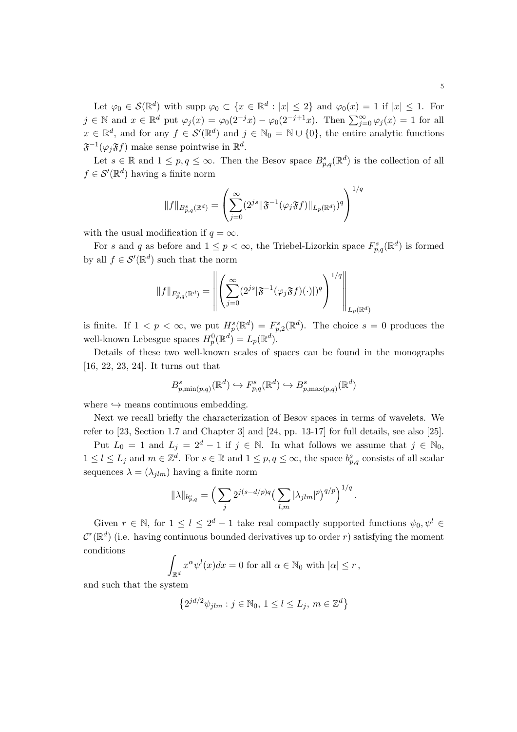Let $\varphi_0 \in \mathcal{S}(\mathbb{R}^d)$ with supp $\varphi_0 \subset \{x \in \mathbb{R}^d : |x| \leq 2\}$ and $\varphi_0(x) = 1$ if $|x| \leq 1$. For $j \in \mathbb{N}$ and $x \in \mathbb{R}^d$ put $\varphi_j(x) = \varphi_0(2^{-j}x) - \varphi_0(2^{-j+1}x)$. Then $\sum_{j=0}^{\infty} \varphi_j(x) = 1$ for all $x \in \mathbb{R}^d$, and for any $f \in \mathcal{S}'(\mathbb{R}^d)$ and $j \in \mathbb{N}_0 = \mathbb{N} \cup \{0\}$, the entire analytic functions $\mathfrak{F}^{-1}(\varphi_j \mathfrak{F} f)$ make sense pointwise in $\mathbb{R}^d$.

Let $s \in \mathbb{R}$ and $1 \leq p, q \leq \infty$. Then the Besov space $B^s_{p,q}(\mathbb{R}^d)$ is the collection of all $f \in \mathcal{S}'(\mathbb{R}^d)$ having a finite norm

$$\|f\|_{B^s_{p,q}(\mathbb{R}^d)} = \left( \sum_{j=0}^{\infty} (2^{js} \|\mathfrak{F}^{-1}(\varphi_j \mathfrak{F} f)\|_{L_p(\mathbb{R}^d)})^q \right)^{1/q}$$

with the usual modification if $q = \infty$.

For $s$ and $q$ as before and $1 \leq p < \infty$, the Triebel-Lizorkin space $F^s_{p,q}(\mathbb{R}^d)$ is formed by all $f \in \mathcal{S}'(\mathbb{R}^d)$ such that the norm

$$\|f\|_{F^s_{p,q}(\mathbb{R}^d)} = \left\| \left( \sum_{j=0}^{\infty} (2^{js} |\mathfrak{F}^{-1}(\varphi_j \mathfrak{F} f)(\cdot)|)^q \right)^{1/q} \right\|_{L_p(\mathbb{R}^d)}$$

is finite. If $1 < p < \infty$, we put $H^s_p(\mathbb{R}^d) = F^s_{p,2}(\mathbb{R}^d)$. The choice $s = 0$ produces the well-known Lebesgue spaces $H^0_p(\mathbb{R}^d) = L_p(\mathbb{R}^d)$.

Details of these two well-known scales of spaces can be found in the monographs [16, 22, 23, 24]. It turns out that

$$B^s_{p,\min(p,q)}(\mathbb{R}^d) \hookrightarrow F^s_{p,q}(\mathbb{R}^d) \hookrightarrow B^s_{p,\max(p,q)}(\mathbb{R}^d)$$

where $\hookrightarrow$ means continuous embedding.

Next we recall briefly the characterization of Besov spaces in terms of wavelets. We refer to [23, Section 1.7 and Chapter 3] and [24, pp. 13-17] for full details, see also [25].

Put $L_0 = 1$ and $L_j = 2^d - 1$ if $j \in \mathbb{N}$. In what follows we assume that $j \in \mathbb{N}_0$, $1 \leq l \leq L_j$ and $m \in \mathbb{Z}^d$. For $s \in \mathbb{R}$ and $1 \leq p, q \leq \infty$, the space $b^s_{p,q}$ consists of all scalar sequences $\lambda = (\lambda_{jlm})$ having a finite norm

$$\|\lambda\|_{b^s_{p,q}} = \Big( \sum_j 2^{j(s-d/p)q} \big( \sum_{l,m} |\lambda_{jlm}|^p \big)^{q/p} \Big)^{1/q}.$$

Given $r \in \mathbb{N}$, for $1 \leq l \leq 2^d - 1$ take real compactly supported functions $\psi_0, \psi^l \in \mathcal{C}^r(\mathbb{R}^d)$ (i.e. having continuous bounded derivatives up to order $r$) satisfying the moment conditions

$$\int_{\mathbb{R}^d} x^\alpha \psi^l(x) dx = 0 \text{ for all } \alpha \in \mathbb{N}_0 \text{ with } |\alpha| \leq r\,,$$

and such that the system

$$\left\{ 2^{jd/2} \psi_{jlm} : j \in \mathbb{N}_0,\, 1 \leq l \leq L_j,\, m \in \mathbb{Z}^d \right\}$$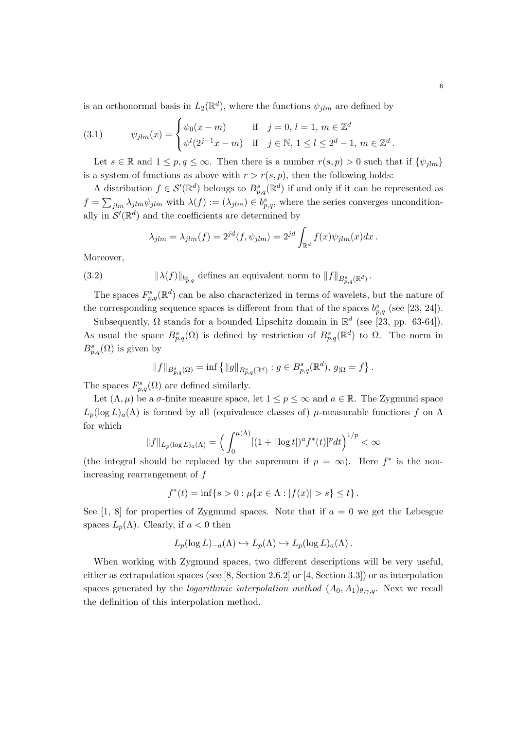is an orthonormal basis in $L_2(\mathbb{R}^d)$, where the functions $\psi_{jlm}$ are defined by

$$\psi_{jlm}(x) = \begin{cases} \psi_0(x-m) & \text{if} \quad j=0,\, l=1,\, m\in\mathbb{Z}^d \\ \psi^l(2^{j-1}x-m) & \text{if} \quad j\in\mathbb{N},\, 1\le l\le 2^d-1,\, m\in\mathbb{Z}^d\,. \end{cases} \tag{3.1}$$

Let $s\in\mathbb{R}$ and $1\le p,q\le\infty$. Then there is a number $r(s,p)>0$ such that if $\{\psi_{jlm}\}$ is a system of functions as above with $r>r(s,p)$, then the following holds:

A distribution $f\in\mathcal{S}'(\mathbb{R}^d)$ belongs to $B^s_{p,q}(\mathbb{R}^d)$ if and only if it can be represented as $f=\sum_{jlm}\lambda_{jlm}\psi_{jlm}$ with $\lambda(f):=(\lambda_{jlm})\in b^s_{p,q}$, where the series converges unconditionally in $\mathcal{S}'(\mathbb{R}^d)$ and the coefficients are determined by

$$\lambda_{jlm}=\lambda_{jlm}(f)=2^{jd}\langle f,\psi_{jlm}\rangle = 2^{jd}\int_{\mathbb{R}^d} f(x)\psi_{jlm}(x)dx\,.$$

Moreover,

$$\|\lambda(f)\|_{b^s_{p,q}} \text{ defines an equivalent norm to } \|f\|_{B^s_{p,q}(\mathbb{R}^d)}\,. \tag{3.2}$$

The spaces $F^s_{p,q}(\mathbb{R}^d)$ can be also characterized in terms of wavelets, but the nature of the corresponding sequence spaces is different from that of the spaces $b^s_{p,q}$ (see [23, 24]).

Subsequently, $\Omega$ stands for a bounded Lipschitz domain in $\mathbb{R}^d$ (see [23, pp. 63-64]). As usual the space $B^s_{p,q}(\Omega)$ is defined by restriction of $B^s_{p,q}(\mathbb{R}^d)$ to $\Omega$. The norm in $B^s_{p,q}(\Omega)$ is given by

$$\|f\|_{B^s_{p,q}(\Omega)} = \inf\left\{\|g\|_{B^s_{p,q}(\mathbb{R}^d)} : g\in B^s_{p,q}(\mathbb{R}^d),\, g_{|\Omega}=f\right\}.$$

The spaces $F^s_{p,q}(\Omega)$ are defined similarly.

Let $(\Lambda,\mu)$ be a $\sigma$-finite measure space, let $1\le p\le\infty$ and $a\in\mathbb{R}$. The Zygmund space $L_p(\log L)_a(\Lambda)$ is formed by all (equivalence classes of) $\mu$-measurable functions $f$ on $\Lambda$ for which

$$\|f\|_{L_p(\log L)_a(\Lambda)} = \Big(\int_0^{\mu(\Lambda)} [(1+|\log t|)^a f^*(t)]^p dt\Big)^{1/p} < \infty$$

(the integral should be replaced by the supremum if $p=\infty$). Here $f^*$ is the non-increasing rearrangement of $f$

$$f^*(t) = \inf\{s>0 : \mu\{x\in\Lambda : |f(x)|>s\}\le t\}\,.$$

See [1, 8] for properties of Zygmund spaces. Note that if $a=0$ we get the Lebesgue spaces $L_p(\Lambda)$. Clearly, if $a<0$ then

$$L_p(\log L)_{-a}(\Lambda)\hookrightarrow L_p(\Lambda)\hookrightarrow L_p(\log L)_a(\Lambda)\,.$$

When working with Zygmund spaces, two different descriptions will be very useful, either as extrapolation spaces (see [8, Section 2.6.2] or [4, Section 3.3]) or as interpolation spaces generated by the *logarithmic interpolation method* $(A_0,A_1)_{\theta,\gamma,q}$. Next we recall the definition of this interpolation method.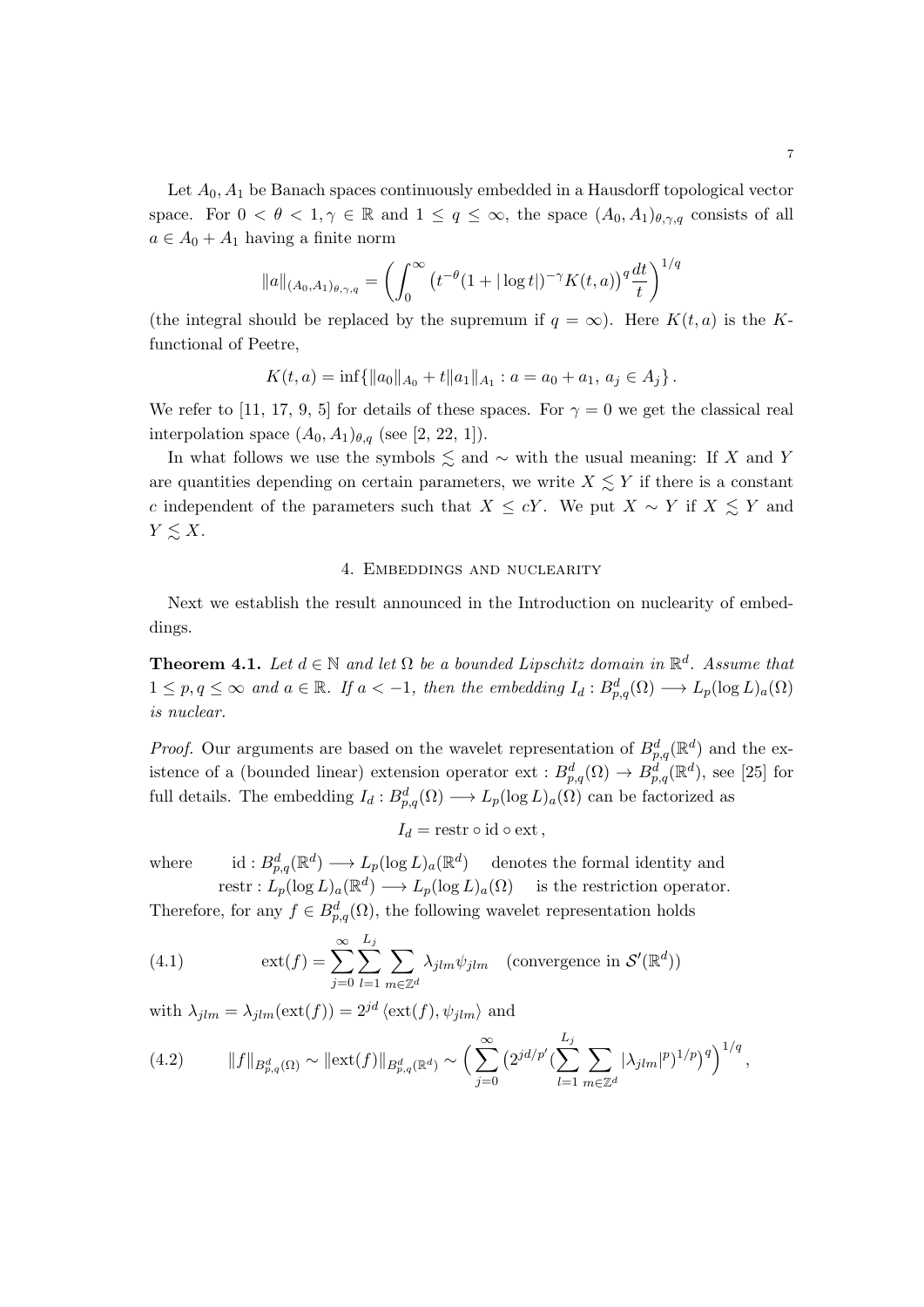Let $A_0, A_1$ be Banach spaces continuously embedded in a Hausdorff topological vector space. For $0 < \theta < 1, \gamma \in \mathbb{R}$ and $1 \le q \le \infty$, the space $(A_0, A_1)_{\theta,\gamma,q}$ consists of all $a \in A_0 + A_1$ having a finite norm

$$\|a\|_{(A_0,A_1)_{\theta,\gamma,q}} = \left( \int_0^\infty \left( t^{-\theta} (1 + |\log t|)^{-\gamma} K(t,a) \right)^q \frac{dt}{t} \right)^{1/q}$$

(the integral should be replaced by the supremum if $q = \infty$). Here $K(t,a)$ is the $K$-functional of Peetre,

$$K(t,a) = \inf\{ \|a_0\|_{A_0} + t\|a_1\|_{A_1} : a = a_0 + a_1,\ a_j \in A_j \}\,.$$

We refer to [11, 17, 9, 5] for details of these spaces. For $\gamma = 0$ we get the classical real interpolation space $(A_0, A_1)_{\theta,q}$ (see [2, 22, 1]).

In what follows we use the symbols $\lesssim$ and $\sim$ with the usual meaning: If $X$ and $Y$ are quantities depending on certain parameters, we write $X \lesssim Y$ if there is a constant $c$ independent of the parameters such that $X \le cY$. We put $X \sim Y$ if $X \lesssim Y$ and $Y \lesssim X$.

## 4. Embeddings and nuclearity

Next we establish the result announced in the Introduction on nuclearity of embeddings.

**Theorem 4.1.** *Let $d \in \mathbb{N}$ and let $\Omega$ be a bounded Lipschitz domain in $\mathbb{R}^d$. Assume that $1 \le p, q \le \infty$ and $a \in \mathbb{R}$. If $a < -1$, then the embedding $I_d : B^d_{p,q}(\Omega) \longrightarrow L_p(\log L)_a(\Omega)$ is nuclear.*

*Proof.* Our arguments are based on the wavelet representation of $B^d_{p,q}(\mathbb{R}^d)$ and the existence of a (bounded linear) extension operator $\mathrm{ext} : B^d_{p,q}(\Omega) \to B^d_{p,q}(\mathbb{R}^d)$, see [25] for full details. The embedding $I_d : B^d_{p,q}(\Omega) \longrightarrow L_p(\log L)_a(\Omega)$ can be factorized as

$$I_d = \mathrm{restr} \circ \mathrm{id} \circ \mathrm{ext}\,,$$

where $\mathrm{id} : B^d_{p,q}(\mathbb{R}^d) \longrightarrow L_p(\log L)_a(\mathbb{R}^d)$ denotes the formal identity and $\mathrm{restr} : L_p(\log L)_a(\mathbb{R}^d) \longrightarrow L_p(\log L)_a(\Omega)$ is the restriction operator. Therefore, for any $f \in B^d_{p,q}(\Omega)$, the following wavelet representation holds

$$\mathrm{ext}(f) = \sum_{j=0}^{\infty} \sum_{l=1}^{L_j} \sum_{m \in \mathbb{Z}^d} \lambda_{jlm} \psi_{jlm} \quad \text{(convergence in } \mathcal{S}'(\mathbb{R}^d)) \tag{4.1}$$

with $\lambda_{jlm} = \lambda_{jlm}(\mathrm{ext}(f)) = 2^{jd} \langle \mathrm{ext}(f), \psi_{jlm} \rangle$ and

$$\|f\|_{B^d_{p,q}(\Omega)} \sim \|\mathrm{ext}(f)\|_{B^d_{p,q}(\mathbb{R}^d)} \sim \Big( \sum_{j=0}^{\infty} \big( 2^{jd/p'} (\sum_{l=1}^{L_j} \sum_{m \in \mathbb{Z}^d} |\lambda_{jlm}|^p)^{1/p} \big)^q \Big)^{1/q}, \tag{4.2}$$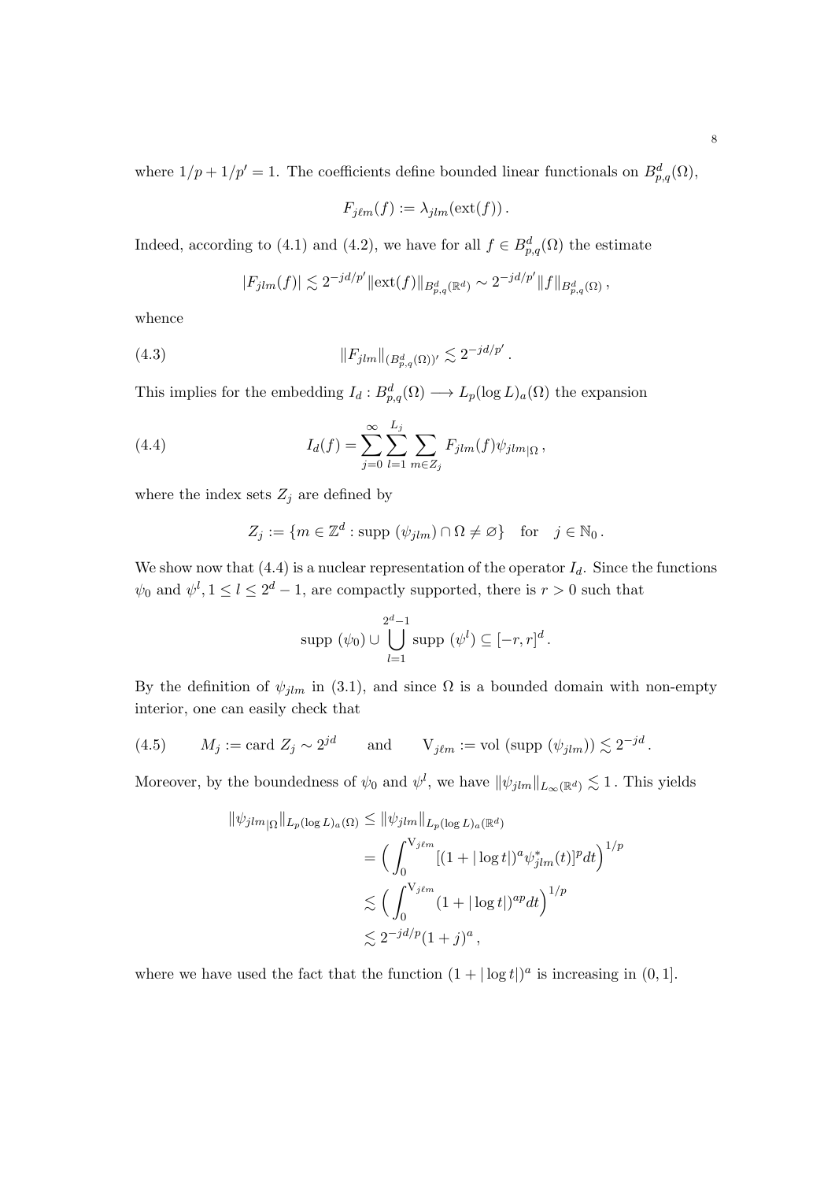where $1/p + 1/p' = 1$. The coefficients define bounded linear functionals on $B^d_{p,q}(\Omega)$,

$$F_{j\ell m}(f) := \lambda_{jlm}(\text{ext}(f)) .$$

Indeed, according to (4.1) and (4.2), we have for all $f \in B^d_{p,q}(\Omega)$ the estimate

$$|F_{jlm}(f)| \lesssim 2^{-jd/p'} \|\text{ext}(f)\|_{B^d_{p,q}(\mathbb{R}^d)} \sim 2^{-jd/p'} \|f\|_{B^d_{p,q}(\Omega)} ,$$

whence

$$\|F_{jlm}\|_{(B^d_{p,q}(\Omega))'} \lesssim 2^{-jd/p'} . \tag{4.3}$$

This implies for the embedding $I_d : B^d_{p,q}(\Omega) \longrightarrow L_p(\log L)_a(\Omega)$ the expansion

$$I_d(f) = \sum_{j=0}^{\infty} \sum_{l=1}^{L_j} \sum_{m \in Z_j} F_{jlm}(f) \psi_{jlm|\Omega} , \tag{4.4}$$

where the index sets $Z_j$ are defined by

$$Z_j := \{m \in \mathbb{Z}^d : \text{supp } (\psi_{jlm}) \cap \Omega \neq \varnothing\} \quad \text{for} \quad j \in \mathbb{N}_0 .$$

We show now that (4.4) is a nuclear representation of the operator $I_d$. Since the functions $\psi_0$ and $\psi^l, 1 \leq l \leq 2^d - 1$, are compactly supported, there is $r > 0$ such that

$$\text{supp } (\psi_0) \cup \bigcup_{l=1}^{2^d-1} \text{supp } (\psi^l) \subseteq [-r, r]^d .$$

By the definition of $\psi_{jlm}$ in (3.1), and since $\Omega$ is a bounded domain with non-empty interior, one can easily check that

$$M_j := \text{card } Z_j \sim 2^{jd} \qquad \text{and} \qquad \text{V}_{j\ell m} := \text{vol } (\text{supp } (\psi_{jlm})) \lesssim 2^{-jd} . \tag{4.5}$$

Moreover, by the boundedness of $\psi_0$ and $\psi^l$, we have $\|\psi_{jlm}\|_{L_\infty(\mathbb{R}^d)} \lesssim 1$ . This yields

$$\begin{aligned}
\|\psi_{jlm|\Omega}\|_{L_p(\log L)_a(\Omega)} &\leq \|\psi_{jlm}\|_{L_p(\log L)_a(\mathbb{R}^d)} \\
&= \Big( \int_0^{\text{V}_{j\ell m}} [(1 + |\log t|)^a \psi^*_{jlm}(t)]^p dt \Big)^{1/p} \\
&\lesssim \Big( \int_0^{\text{V}_{j\ell m}} (1 + |\log t|)^{ap} dt \Big)^{1/p} \\
&\lesssim 2^{-jd/p} (1 + j)^a ,
\end{aligned}$$

where we have used the fact that the function $(1 + |\log t|)^a$ is increasing in $(0, 1]$.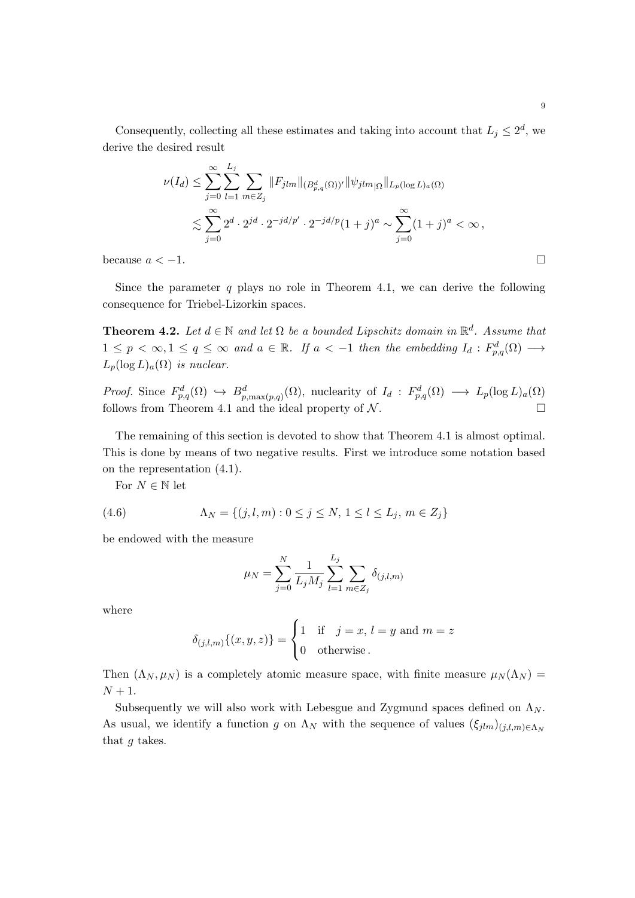Consequently, collecting all these estimates and taking into account that $L_j \le 2^d$, we derive the desired result

$$
\begin{aligned}
\nu(I_d) &\le \sum_{j=0}^{\infty} \sum_{l=1}^{L_j} \sum_{m \in Z_j} \|F_{jlm}\|_{(B^d_{p,q}(\Omega))'} \|\psi_{jlm|\Omega}\|_{L_p(\log L)_a(\Omega)} \\
&\lesssim \sum_{j=0}^{\infty} 2^d \cdot 2^{jd} \cdot 2^{-jd/p'} \cdot 2^{-jd/p} (1+j)^a \sim \sum_{j=0}^{\infty} (1+j)^a < \infty \,,
\end{aligned}
$$

because $a < -1$. $\square$

Since the parameter $q$ plays no role in Theorem 4.1, we can derive the following consequence for Triebel-Lizorkin spaces.

**Theorem 4.2.** *Let $d \in \mathbb{N}$ and let $\Omega$ be a bounded Lipschitz domain in $\mathbb{R}^d$. Assume that $1 \le p < \infty, 1 \le q \le \infty$ and $a \in \mathbb{R}$. If $a < -1$ then the embedding $I_d : F^d_{p,q}(\Omega) \longrightarrow L_p(\log L)_a(\Omega)$ is nuclear.*

*Proof.* Since $F^d_{p,q}(\Omega) \hookrightarrow B^d_{p,\max(p,q)}(\Omega)$, nuclearity of $I_d : F^d_{p,q}(\Omega) \longrightarrow L_p(\log L)_a(\Omega)$ follows from Theorem 4.1 and the ideal property of $\mathcal{N}$. $\square$

The remaining of this section is devoted to show that Theorem 4.1 is almost optimal. This is done by means of two negative results. First we introduce some notation based on the representation (4.1).

For $N \in \mathbb{N}$ let

$$
\Lambda_N = \{(j,l,m) : 0 \le j \le N,\ 1 \le l \le L_j,\ m \in Z_j\} \tag{4.6}
$$

be endowed with the measure

$$
\mu_N = \sum_{j=0}^{N} \frac{1}{L_j M_j} \sum_{l=1}^{L_j} \sum_{m \in Z_j} \delta_{(j,l,m)}
$$

where

$$
\delta_{(j,l,m)}\{(x,y,z)\} = \begin{cases} 1 & \text{if} \quad j = x,\ l = y \text{ and } m = z \\ 0 & \text{otherwise}\,. \end{cases}
$$

Then $(\Lambda_N, \mu_N)$ is a completely atomic measure space, with finite measure $\mu_N(\Lambda_N) = N + 1$.

Subsequently we will also work with Lebesgue and Zygmund spaces defined on $\Lambda_N$. As usual, we identify a function $g$ on $\Lambda_N$ with the sequence of values $(\xi_{jlm})_{(j,l,m) \in \Lambda_N}$ that $g$ takes.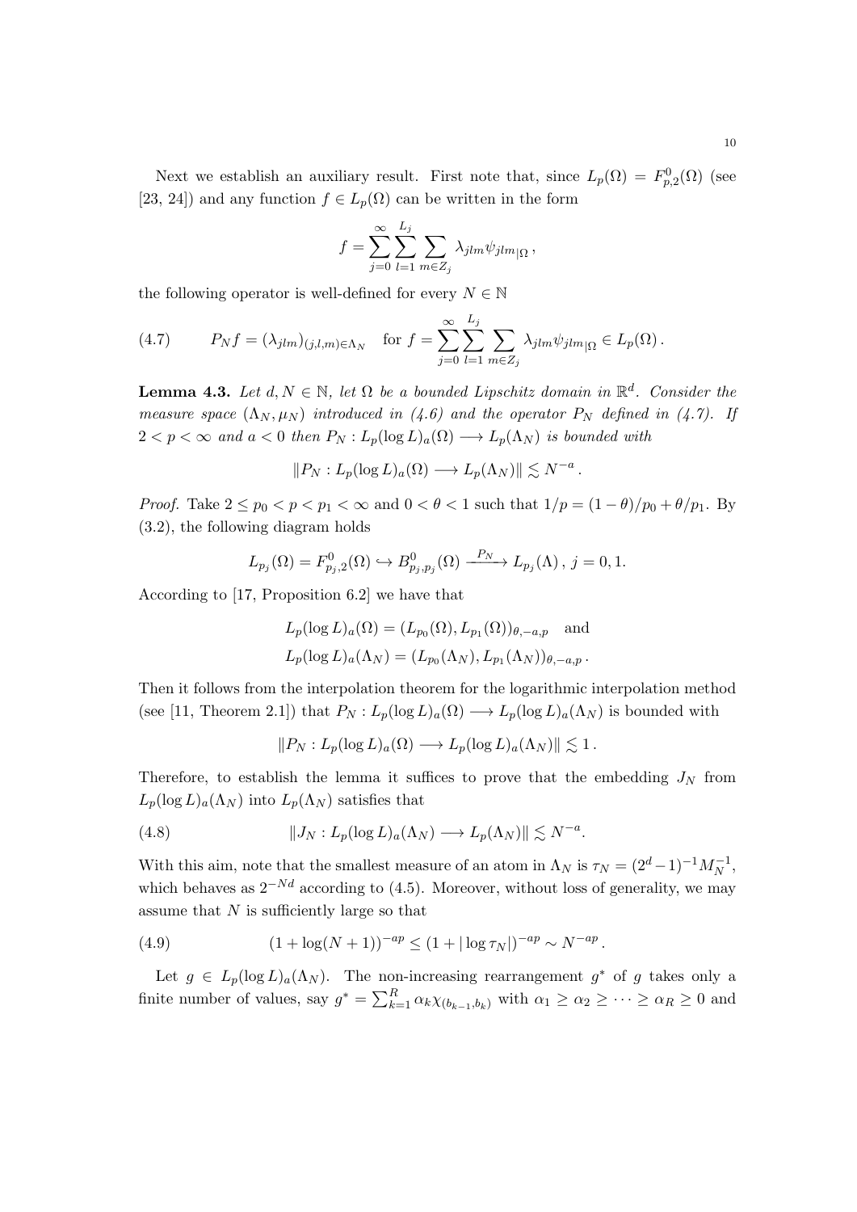Next we establish an auxiliary result. First note that, since $L_p(\Omega) = F^0_{p,2}(\Omega)$ (see [23, 24]) and any function $f \in L_p(\Omega)$ can be written in the form

$$f = \sum_{j=0}^{\infty} \sum_{l=1}^{L_j} \sum_{m \in Z_j} \lambda_{jlm} \psi_{jlm|\Omega} ,$$

the following operator is well-defined for every $N \in \mathbb{N}$

$$P_N f = (\lambda_{jlm})_{(j,l,m)\in\Lambda_N} \quad \text{for } f = \sum_{j=0}^{\infty} \sum_{l=1}^{L_j} \sum_{m \in Z_j} \lambda_{jlm} \psi_{jlm|\Omega} \in L_p(\Omega) . \tag{4.7}$$

**Lemma 4.3.** *Let $d, N \in \mathbb{N}$, let $\Omega$ be a bounded Lipschitz domain in $\mathbb{R}^d$. Consider the measure space $(\Lambda_N, \mu_N)$ introduced in (4.6) and the operator $P_N$ defined in (4.7). If $2 < p < \infty$ and $a < 0$ then $P_N : L_p(\log L)_a(\Omega) \longrightarrow L_p(\Lambda_N)$ is bounded with*

$$\| P_N : L_p(\log L)_a(\Omega) \longrightarrow L_p(\Lambda_N) \| \lesssim N^{-a} .$$

*Proof.* Take $2 \le p_0 < p < p_1 < \infty$ and $0 < \theta < 1$ such that $1/p = (1-\theta)/p_0 + \theta/p_1$. By (3.2), the following diagram holds

$$L_{p_j}(\Omega) = F^0_{p_j,2}(\Omega) \hookrightarrow B^0_{p_j,p_j}(\Omega) \xrightarrow{P_N} L_{p_j}(\Lambda) \, , \; j = 0, 1.$$

According to [17, Proposition 6.2] we have that

$$L_p(\log L)_a(\Omega) = (L_{p_0}(\Omega), L_{p_1}(\Omega))_{\theta,-a,p} \quad \text{and}$$
$$L_p(\log L)_a(\Lambda_N) = (L_{p_0}(\Lambda_N), L_{p_1}(\Lambda_N))_{\theta,-a,p} .$$

Then it follows from the interpolation theorem for the logarithmic interpolation method (see [11, Theorem 2.1]) that $P_N : L_p(\log L)_a(\Omega) \longrightarrow L_p(\log L)_a(\Lambda_N)$ is bounded with

$$\| P_N : L_p(\log L)_a(\Omega) \longrightarrow L_p(\log L)_a(\Lambda_N) \| \lesssim 1 .$$

Therefore, to establish the lemma it suffices to prove that the embedding $J_N$ from $L_p(\log L)_a(\Lambda_N)$ into $L_p(\Lambda_N)$ satisfies that

$$\| J_N : L_p(\log L)_a(\Lambda_N) \longrightarrow L_p(\Lambda_N) \| \lesssim N^{-a}. \tag{4.8}$$

With this aim, note that the smallest measure of an atom in $\Lambda_N$ is $\tau_N = (2^d - 1)^{-1} M_N^{-1}$, which behaves as $2^{-Nd}$ according to (4.5). Moreover, without loss of generality, we may assume that $N$ is sufficiently large so that

$$(1 + \log(N+1))^{-ap} \le (1 + |\log \tau_N|)^{-ap} \sim N^{-ap} . \tag{4.9}$$

Let $g \in L_p(\log L)_a(\Lambda_N)$. The non-increasing rearrangement $g^*$ of $g$ takes only a finite number of values, say $g^* = \sum_{k=1}^{R} \alpha_k \chi_{(b_{k-1}, b_k)}$ with $\alpha_1 \ge \alpha_2 \ge \cdots \ge \alpha_R \ge 0$ and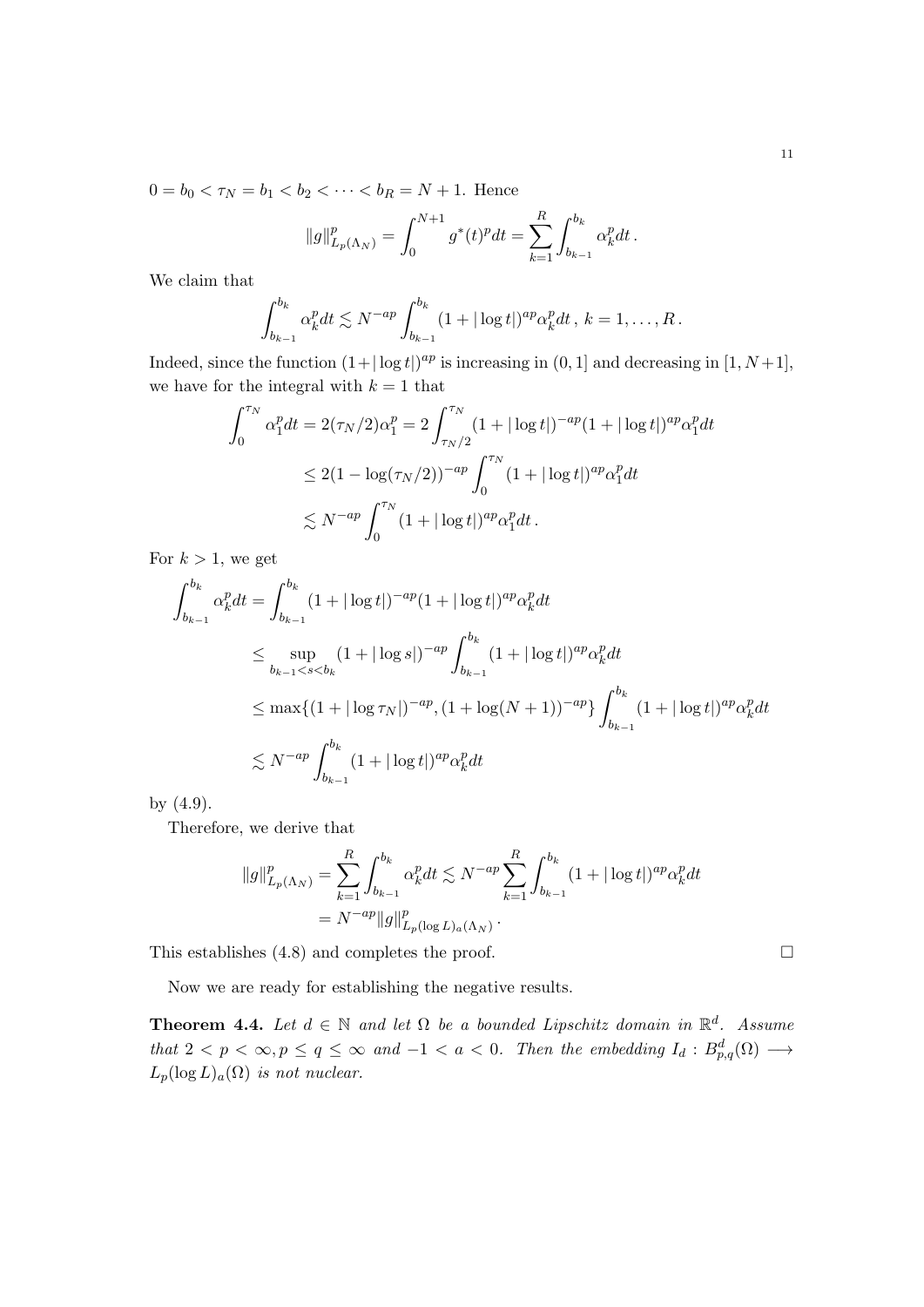$0 = b_0 < \tau_N = b_1 < b_2 < \cdots < b_R = N+1$. Hence

$$\|g\|_{L_p(\Lambda_N)}^p = \int_0^{N+1} g^*(t)^p dt = \sum_{k=1}^R \int_{b_{k-1}}^{b_k} \alpha_k^p dt \,.$$

We claim that

$$\int_{b_{k-1}}^{b_k} \alpha_k^p dt \lesssim N^{-ap} \int_{b_{k-1}}^{b_k} (1+|\log t|)^{ap} \alpha_k^p dt \,,\ k = 1, \ldots, R \,.$$

Indeed, since the function $(1+|\log t|)^{ap}$ is increasing in $(0,1]$ and decreasing in $[1, N+1]$, we have for the integral with $k=1$ that

$$\begin{aligned}
\int_0^{\tau_N} \alpha_1^p dt &= 2(\tau_N/2)\alpha_1^p = 2\int_{\tau_N/2}^{\tau_N} (1+|\log t|)^{-ap}(1+|\log t|)^{ap}\alpha_1^p dt \\
&\leq 2(1-\log(\tau_N/2))^{-ap} \int_0^{\tau_N} (1+|\log t|)^{ap} \alpha_1^p dt \\
&\lesssim N^{-ap} \int_0^{\tau_N} (1+|\log t|)^{ap} \alpha_1^p dt \,.
\end{aligned}$$

For $k > 1$, we get

$$\begin{aligned}
\int_{b_{k-1}}^{b_k} \alpha_k^p dt &= \int_{b_{k-1}}^{b_k} (1+|\log t|)^{-ap}(1+|\log t|)^{ap}\alpha_k^p dt \\
&\leq \sup_{b_{k-1} < s < b_k} (1+|\log s|)^{-ap} \int_{b_{k-1}}^{b_k} (1+|\log t|)^{ap} \alpha_k^p dt \\
&\leq \max\{(1+|\log \tau_N|)^{-ap}, (1+\log(N+1))^{-ap}\} \int_{b_{k-1}}^{b_k} (1+|\log t|)^{ap} \alpha_k^p dt \\
&\lesssim N^{-ap} \int_{b_{k-1}}^{b_k} (1+|\log t|)^{ap} \alpha_k^p dt
\end{aligned}$$

by (4.9).

Therefore, we derive that

$$\begin{aligned}
\|g\|_{L_p(\Lambda_N)}^p &= \sum_{k=1}^R \int_{b_{k-1}}^{b_k} \alpha_k^p dt \lesssim N^{-ap} \sum_{k=1}^R \int_{b_{k-1}}^{b_k} (1+|\log t|)^{ap} \alpha_k^p dt \\
&= N^{-ap} \|g\|_{L_p(\log L)_a(\Lambda_N)}^p \,.
\end{aligned}$$

This establishes (4.8) and completes the proof. □

Now we are ready for establishing the negative results.

**Theorem 4.4.** *Let $d \in \mathbb{N}$ and let $\Omega$ be a bounded Lipschitz domain in $\mathbb{R}^d$. Assume that $2 < p < \infty, p \leq q \leq \infty$ and $-1 < a < 0$. Then the embedding $I_d : B_{p,q}^d(\Omega) \longrightarrow L_p(\log L)_a(\Omega)$ is not nuclear.*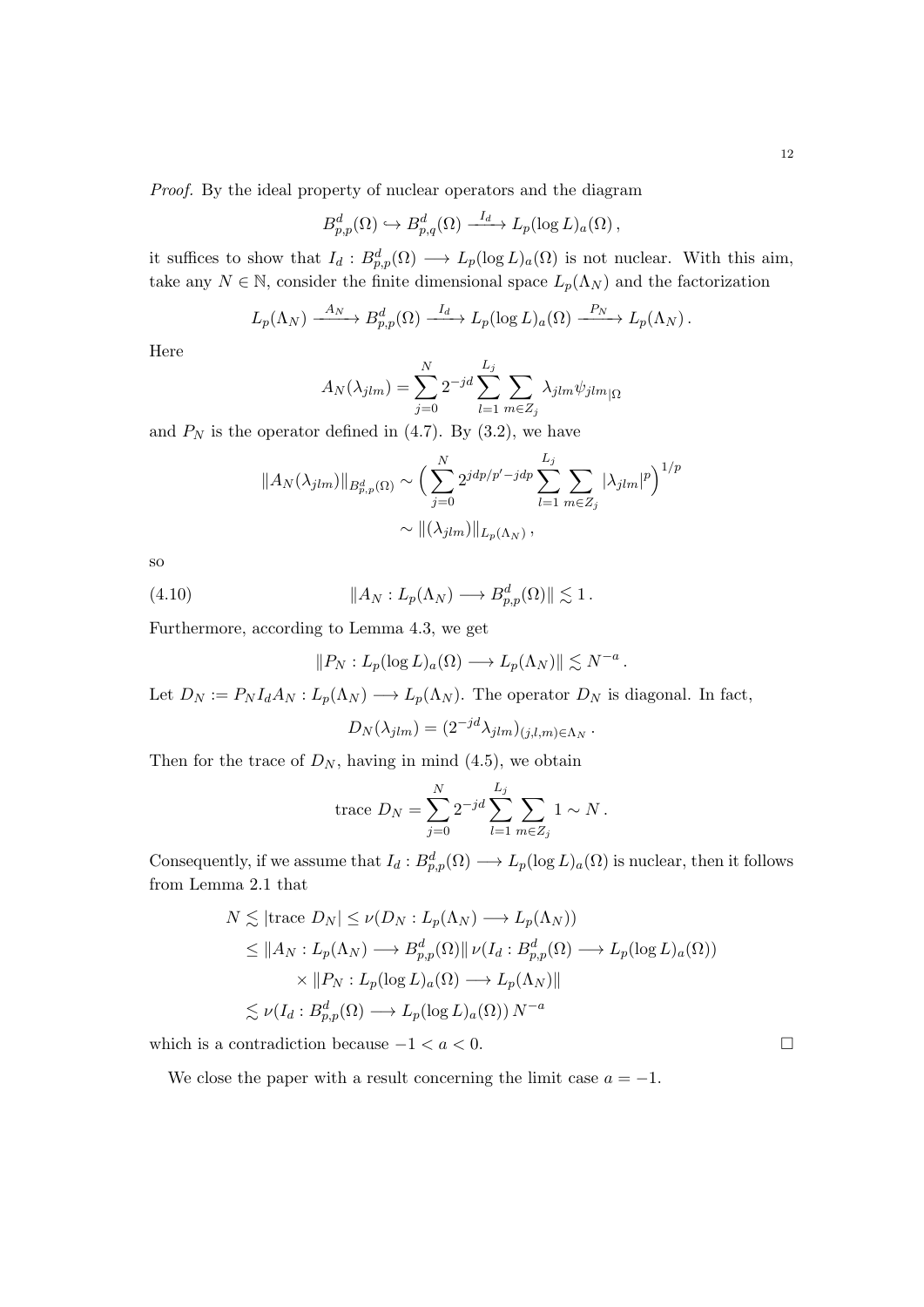*Proof.* By the ideal property of nuclear operators and the diagram

$$B^d_{p,p}(\Omega) \hookrightarrow B^d_{p,q}(\Omega) \xrightarrow{I_d} L_p(\log L)_a(\Omega)\,,$$

it suffices to show that $I_d : B^d_{p,p}(\Omega) \longrightarrow L_p(\log L)_a(\Omega)$ is not nuclear. With this aim, take any $N \in \mathbb{N}$, consider the finite dimensional space $L_p(\Lambda_N)$ and the factorization

$$L_p(\Lambda_N) \xrightarrow{A_N} B^d_{p,p}(\Omega) \xrightarrow{I_d} L_p(\log L)_a(\Omega) \xrightarrow{P_N} L_p(\Lambda_N)\,.$$

Here

$$A_N(\lambda_{jlm}) = \sum_{j=0}^{N} 2^{-jd} \sum_{l=1}^{L_j} \sum_{m\in Z_j} \lambda_{jlm} \psi_{jlm|\Omega}$$

and $P_N$ is the operator defined in (4.7). By (3.2), we have

$$\begin{aligned}
\|A_N(\lambda_{jlm})\|_{B^d_{p,p}(\Omega)} &\sim \Big( \sum_{j=0}^{N} 2^{jdp/p'-jdp} \sum_{l=1}^{L_j} \sum_{m\in Z_j} |\lambda_{jlm}|^p \Big)^{1/p} \\
&\sim \|(\lambda_{jlm})\|_{L_p(\Lambda_N)}\,,
\end{aligned}$$

so

$$\|A_N : L_p(\Lambda_N) \longrightarrow B^d_{p,p}(\Omega)\| \lesssim 1\,. \tag{4.10}$$

Furthermore, according to Lemma 4.3, we get

$$\|P_N : L_p(\log L)_a(\Omega) \longrightarrow L_p(\Lambda_N)\| \lesssim N^{-a}\,.$$

Let $D_N := P_N I_d A_N : L_p(\Lambda_N) \longrightarrow L_p(\Lambda_N)$. The operator $D_N$ is diagonal. In fact,

$$D_N(\lambda_{jlm}) = (2^{-jd}\lambda_{jlm})_{(j,l,m)\in\Lambda_N}\,.$$

Then for the trace of $D_N$, having in mind (4.5), we obtain

$$\text{trace } D_N = \sum_{j=0}^{N} 2^{-jd} \sum_{l=1}^{L_j} \sum_{m\in Z_j} 1 \sim N\,.$$

Consequently, if we assume that $I_d : B^d_{p,p}(\Omega) \longrightarrow L_p(\log L)_a(\Omega)$ is nuclear, then it follows from Lemma 2.1 that

$$\begin{aligned}
N &\lesssim |\text{trace } D_N| \le \nu(D_N : L_p(\Lambda_N) \longrightarrow L_p(\Lambda_N)) \\
&\le \|A_N : L_p(\Lambda_N) \longrightarrow B^d_{p,p}(\Omega)\|\, \nu(I_d : B^d_{p,p}(\Omega) \longrightarrow L_p(\log L)_a(\Omega)) \\
&\quad \times \|P_N : L_p(\log L)_a(\Omega) \longrightarrow L_p(\Lambda_N)\| \\
&\lesssim \nu(I_d : B^d_{p,p}(\Omega) \longrightarrow L_p(\log L)_a(\Omega))\, N^{-a}
\end{aligned}$$

which is a contradiction because $-1 < a < 0$. $\square$

We close the paper with a result concerning the limit case $a = -1$.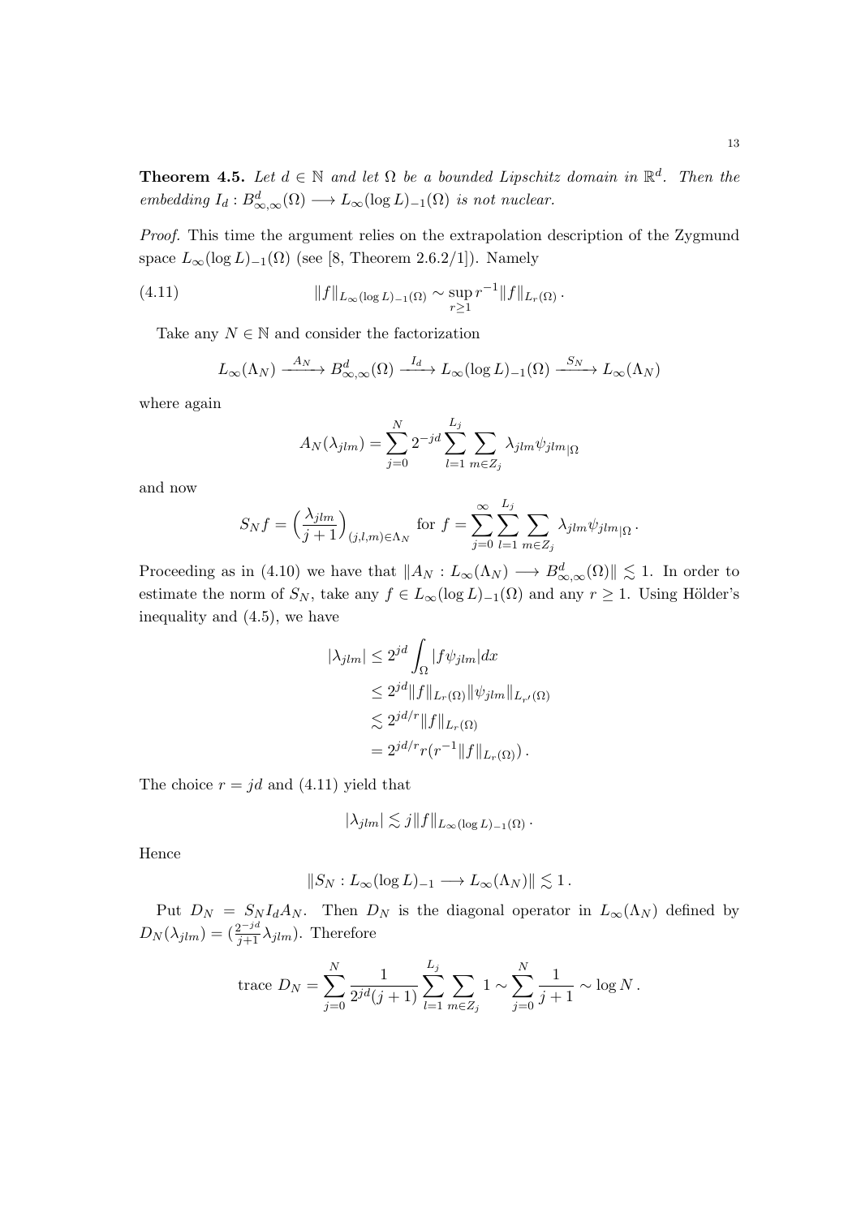**Theorem 4.5.** *Let $d \in \mathbb{N}$ and let $\Omega$ be a bounded Lipschitz domain in $\mathbb{R}^d$. Then the embedding $I_d : B^d_{\infty,\infty}(\Omega) \longrightarrow L_\infty(\log L)_{-1}(\Omega)$ is not nuclear.*

*Proof.* This time the argument relies on the extrapolation description of the Zygmund space $L_\infty(\log L)_{-1}(\Omega)$ (see [8, Theorem 2.6.2/1]). Namely

$$\|f\|_{L_\infty(\log L)_{-1}(\Omega)} \sim \sup_{r\geq 1} r^{-1} \|f\|_{L_r(\Omega)} \, . \tag{4.11}$$

Take any $N \in \mathbb{N}$ and consider the factorization

$$L_\infty(\Lambda_N) \xrightarrow{A_N} B^d_{\infty,\infty}(\Omega) \xrightarrow{I_d} L_\infty(\log L)_{-1}(\Omega) \xrightarrow{S_N} L_\infty(\Lambda_N)$$

where again

$$A_N(\lambda_{jlm}) = \sum_{j=0}^{N} 2^{-jd} \sum_{l=1}^{L_j} \sum_{m\in Z_j} \lambda_{jlm} \psi_{jlm|\Omega}$$

and now

$$S_N f = \Big(\frac{\lambda_{jlm}}{j+1}\Big)_{(j,l,m)\in\Lambda_N} \text{ for } f = \sum_{j=0}^{\infty} \sum_{l=1}^{L_j} \sum_{m\in Z_j} \lambda_{jlm} \psi_{jlm|\Omega} \, .$$

Proceeding as in (4.10) we have that $\|A_N : L_\infty(\Lambda_N) \longrightarrow B^d_{\infty,\infty}(\Omega)\| \lesssim 1$. In order to estimate the norm of $S_N$, take any $f \in L_\infty(\log L)_{-1}(\Omega)$ and any $r \geq 1$. Using Hölder's inequality and (4.5), we have

$$\begin{aligned}
|\lambda_{jlm}| &\leq 2^{jd} \int_\Omega |f\psi_{jlm}| dx \\
&\leq 2^{jd} \|f\|_{L_r(\Omega)} \|\psi_{jlm}\|_{L_{r'}(\Omega)} \\
&\lesssim 2^{jd/r} \|f\|_{L_r(\Omega)} \\
&= 2^{jd/r} r (r^{-1} \|f\|_{L_r(\Omega)}) \, .
\end{aligned}$$

The choice $r = jd$ and (4.11) yield that

$$|\lambda_{jlm}| \lesssim j \|f\|_{L_\infty(\log L)_{-1}(\Omega)} \, .$$

Hence

$$\|S_N : L_\infty(\log L)_{-1} \longrightarrow L_\infty(\Lambda_N)\| \lesssim 1 \, .$$

Put $D_N = S_N I_d A_N$. Then $D_N$ is the diagonal operator in $L_\infty(\Lambda_N)$ defined by $D_N(\lambda_{jlm}) = (\frac{2^{-jd}}{j+1}\lambda_{jlm})$. Therefore

$$\text{trace } D_N = \sum_{j=0}^{N} \frac{1}{2^{jd}(j+1)} \sum_{l=1}^{L_j} \sum_{m\in Z_j} 1 \sim \sum_{j=0}^{N} \frac{1}{j+1} \sim \log N \, .$$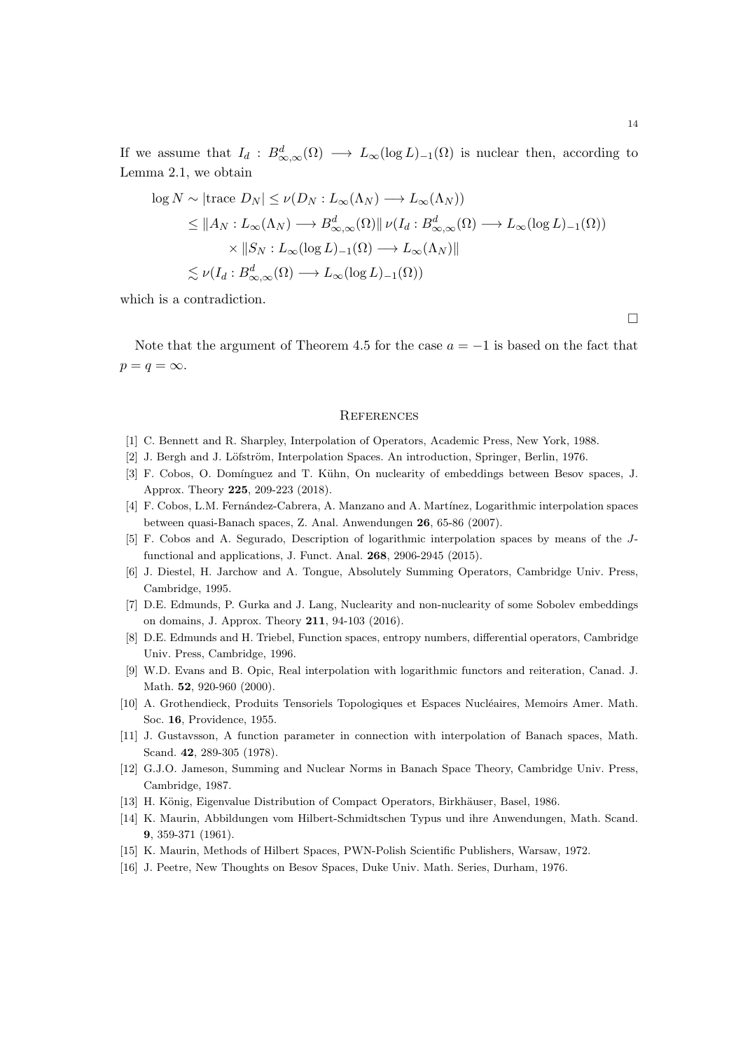If we assume that $I_d : B^d_{\infty,\infty}(\Omega) \longrightarrow L_\infty(\log L)_{-1}(\Omega)$ is nuclear then, according to Lemma 2.1, we obtain

$$
\begin{aligned}
\log N \sim |\text{trace } D_N| &\leq \nu(D_N : L_\infty(\Lambda_N) \longrightarrow L_\infty(\Lambda_N)) \\
&\leq \|A_N : L_\infty(\Lambda_N) \longrightarrow B^d_{\infty,\infty}(\Omega)\| \, \nu(I_d : B^d_{\infty,\infty}(\Omega) \longrightarrow L_\infty(\log L)_{-1}(\Omega)) \\
&\qquad \times \|S_N : L_\infty(\log L)_{-1}(\Omega) \longrightarrow L_\infty(\Lambda_N)\| \\
&\lesssim \nu(I_d : B^d_{\infty,\infty}(\Omega) \longrightarrow L_\infty(\log L)_{-1}(\Omega))
\end{aligned}
$$

which is a contradiction.

□

Note that the argument of Theorem 4.5 for the case $a = -1$ is based on the fact that $p = q = \infty$.

## References

[1] C. Bennett and R. Sharpley, Interpolation of Operators, Academic Press, New York, 1988.

[2] J. Bergh and J. Löfström, Interpolation Spaces. An introduction, Springer, Berlin, 1976.

[3] F. Cobos, O. Domínguez and T. Kühn, On nuclearity of embeddings between Besov spaces, J. Approx. Theory **225**, 209-223 (2018).

[4] F. Cobos, L.M. Fernández-Cabrera, A. Manzano and A. Martínez, Logarithmic interpolation spaces between quasi-Banach spaces, Z. Anal. Anwendungen **26**, 65-86 (2007).

[5] F. Cobos and A. Segurado, Description of logarithmic interpolation spaces by means of the $J$-functional and applications, J. Funct. Anal. **268**, 2906-2945 (2015).

[6] J. Diestel, H. Jarchow and A. Tongue, Absolutely Summing Operators, Cambridge Univ. Press, Cambridge, 1995.

[7] D.E. Edmunds, P. Gurka and J. Lang, Nuclearity and non-nuclearity of some Sobolev embeddings on domains, J. Approx. Theory **211**, 94-103 (2016).

[8] D.E. Edmunds and H. Triebel, Function spaces, entropy numbers, differential operators, Cambridge Univ. Press, Cambridge, 1996.

[9] W.D. Evans and B. Opic, Real interpolation with logarithmic functors and reiteration, Canad. J. Math. **52**, 920-960 (2000).

[10] A. Grothendieck, Produits Tensoriels Topologiques et Espaces Nucléaires, Memoirs Amer. Math. Soc. **16**, Providence, 1955.

[11] J. Gustavsson, A function parameter in connection with interpolation of Banach spaces, Math. Scand. **42**, 289-305 (1978).

[12] G.J.O. Jameson, Summing and Nuclear Norms in Banach Space Theory, Cambridge Univ. Press, Cambridge, 1987.

[13] H. König, Eigenvalue Distribution of Compact Operators, Birkhäuser, Basel, 1986.

[14] K. Maurin, Abbildungen vom Hilbert-Schmidtschen Typus und ihre Anwendungen, Math. Scand. **9**, 359-371 (1961).

[15] K. Maurin, Methods of Hilbert Spaces, PWN-Polish Scientific Publishers, Warsaw, 1972.

[16] J. Peetre, New Thoughts on Besov Spaces, Duke Univ. Math. Series, Durham, 1976.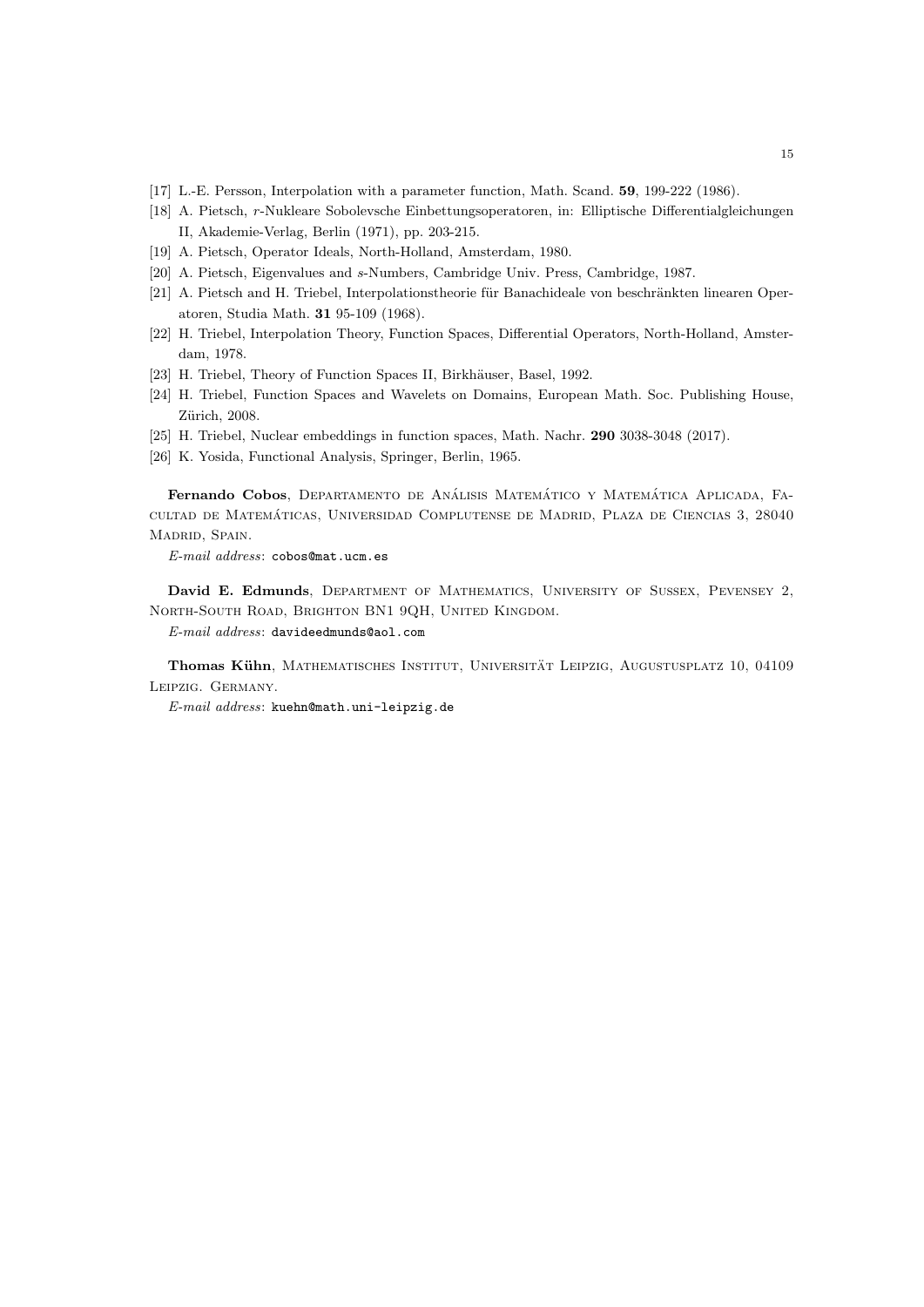[17] L.-E. Persson, Interpolation with a parameter function, Math. Scand. **59**, 199-222 (1986).

[18] A. Pietsch, $r$-Nukleare Sobolevsche Einbettungsoperatoren, in: Elliptische Differentialgleichungen II, Akademie-Verlag, Berlin (1971), pp. 203-215.

[19] A. Pietsch, Operator Ideals, North-Holland, Amsterdam, 1980.

[20] A. Pietsch, Eigenvalues and $s$-Numbers, Cambridge Univ. Press, Cambridge, 1987.

[21] A. Pietsch and H. Triebel, Interpolationstheorie für Banachideale von beschränkten linearen Operatoren, Studia Math. **31** 95-109 (1968).

[22] H. Triebel, Interpolation Theory, Function Spaces, Differential Operators, North-Holland, Amsterdam, 1978.

[23] H. Triebel, Theory of Function Spaces II, Birkhäuser, Basel, 1992.

[24] H. Triebel, Function Spaces and Wavelets on Domains, European Math. Soc. Publishing House, Zürich, 2008.

[25] H. Triebel, Nuclear embeddings in function spaces, Math. Nachr. **290** 3038-3048 (2017).

[26] K. Yosida, Functional Analysis, Springer, Berlin, 1965.

**Fernando Cobos**, Departamento de Análisis Matemático y Matemática Aplicada, Facultad de Matemáticas, Universidad Complutense de Madrid, Plaza de Ciencias 3, 28040 Madrid, Spain.

*E-mail address*: cobos@mat.ucm.es

**David E. Edmunds**, Department of Mathematics, University of Sussex, Pevensey 2, North-South Road, Brighton BN1 9QH, United Kingdom.

*E-mail address*: davideedmunds@aol.com

**Thomas Kühn**, Mathematisches Institut, Universität Leipzig, Augustusplatz 10, 04109 Leipzig. Germany.

*E-mail address*: kuehn@math.uni-leipzig.de